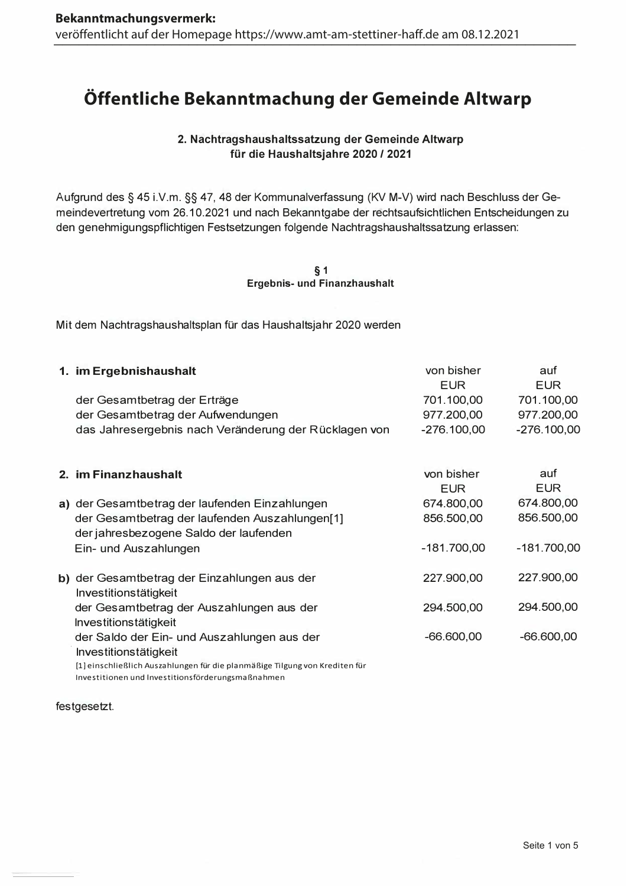**Bekanntmachungsvermerk:**
veröffentlicht auf der Homepage https://www.amt-am-stettiner-haff.de am 08.12.2021

# Öffentliche Bekanntmachung der Gemeinde Altwarp

## 2. Nachtragshaushaltssatzung der Gemeinde Altwarp für die Haushaltsjahre 2020 / 2021

Aufgrund des § 45 i.V.m. §§ 47, 48 der Kommunalverfassung (KV M-V) wird nach Beschluss der Gemeindevertretung vom 26.10.2021 und nach Bekanntgabe der rechtsaufsichtlichen Entscheidungen zu den genehmigungspflichtigen Festsetzungen folgende Nachtragshaushaltssatzung erlassen:

### § 1
### Ergebnis- und Finanzhaushalt

Mit dem Nachtragshaushaltsplan für das Haushaltsjahr 2020 werden

| **1. im Ergebnishaushalt** | von bisher EUR | auf EUR |
|---|---|---|
| der Gesamtbetrag der Erträge | 701.100,00 | 701.100,00 |
| der Gesamtbetrag der Aufwendungen | 977.200,00 | 977.200,00 |
| das Jahresergebnis nach Veränderung der Rücklagen von | -276.100,00 | -276.100,00 |

| **2. im Finanzhaushalt** | von bisher EUR | auf EUR |
|---|---|---|
| **a)** der Gesamtbetrag der laufenden Einzahlungen | 674.800,00 | 674.800,00 |
| der Gesamtbetrag der laufenden Auszahlungen[1] | 856.500,00 | 856.500,00 |
| der jahresbezogene Saldo der laufenden Ein- und Auszahlungen | -181.700,00 | -181.700,00 |
| **b)** der Gesamtbetrag der Einzahlungen aus der Investitionstätigkeit | 227.900,00 | 227.900,00 |
| der Gesamtbetrag der Auszahlungen aus der Investitionstätigkeit | 294.500,00 | 294.500,00 |
| der Saldo der Ein- und Auszahlungen aus der Investitionstätigkeit | -66.600,00 | -66.600,00 |

[1] einschließlich Auszahlungen für die planmäßige Tilgung von Krediten für Investitionen und Investitionsförderungsmaßnahmen

festgesetzt.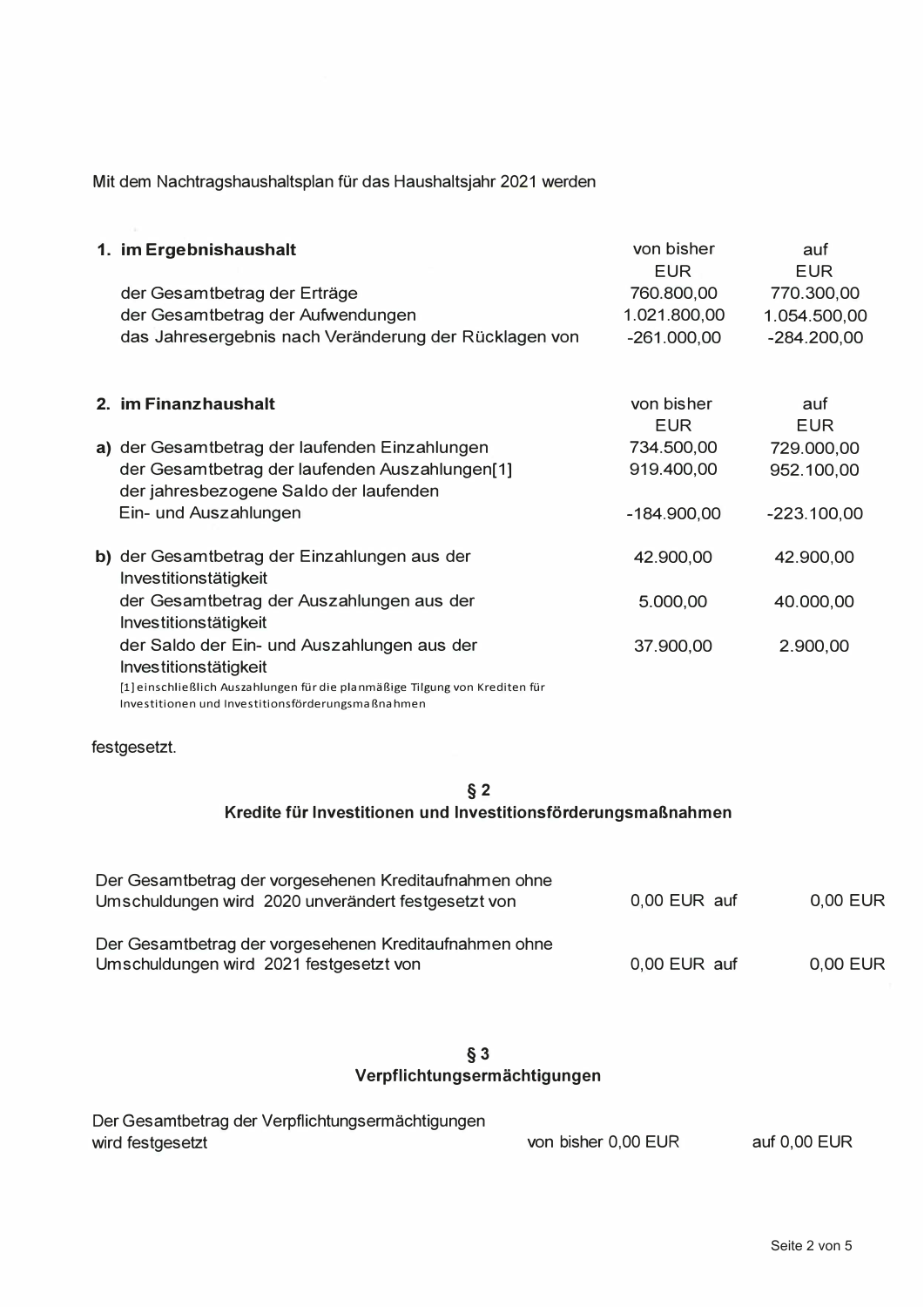Mit dem Nachtragshaushaltsplan für das Haushaltsjahr 2021 werden

| | von bisher EUR | auf EUR |
|---|---|---|
| **1. im Ergebnishaushalt** | | |
| der Gesamtbetrag der Erträge | 760.800,00 | 770.300,00 |
| der Gesamtbetrag der Aufwendungen | 1.021.800,00 | 1.054.500,00 |
| das Jahresergebnis nach Veränderung der Rücklagen von | -261.000,00 | -284.200,00 |

| | von bisher EUR | auf EUR |
|---|---|---|
| **2. im Finanzhaushalt** | | |
| **a)** der Gesamtbetrag der laufenden Einzahlungen | 734.500,00 | 729.000,00 |
| der Gesamtbetrag der laufenden Auszahlungen[1] | 919.400,00 | 952.100,00 |
| der jahresbezogene Saldo der laufenden Ein- und Auszahlungen | -184.900,00 | -223.100,00 |
| **b)** der Gesamtbetrag der Einzahlungen aus der Investitionstätigkeit | 42.900,00 | 42.900,00 |
| der Gesamtbetrag der Auszahlungen aus der Investitionstätigkeit | 5.000,00 | 40.000,00 |
| der Saldo der Ein- und Auszahlungen aus der Investitionstätigkeit | 37.900,00 | 2.900,00 |

[1] einschließlich Auszahlungen für die planmäßige Tilgung von Krediten für Investitionen und Investitionsförderungsmaßnahmen

festgesetzt.

## § 2
## Kredite für Investitionen und Investitionsförderungsmaßnahmen

Der Gesamtbetrag der vorgesehenen Kreditaufnahmen ohne Umschuldungen wird 2020 unverändert festgesetzt von 0,00 EUR auf 0,00 EUR

Der Gesamtbetrag der vorgesehenen Kreditaufnahmen ohne Umschuldungen wird 2021 festgesetzt von 0,00 EUR auf 0,00 EUR

## § 3
## Verpflichtungsermächtigungen

Der Gesamtbetrag der Verpflichtungsermächtigungen wird festgesetzt von bisher 0,00 EUR auf 0,00 EUR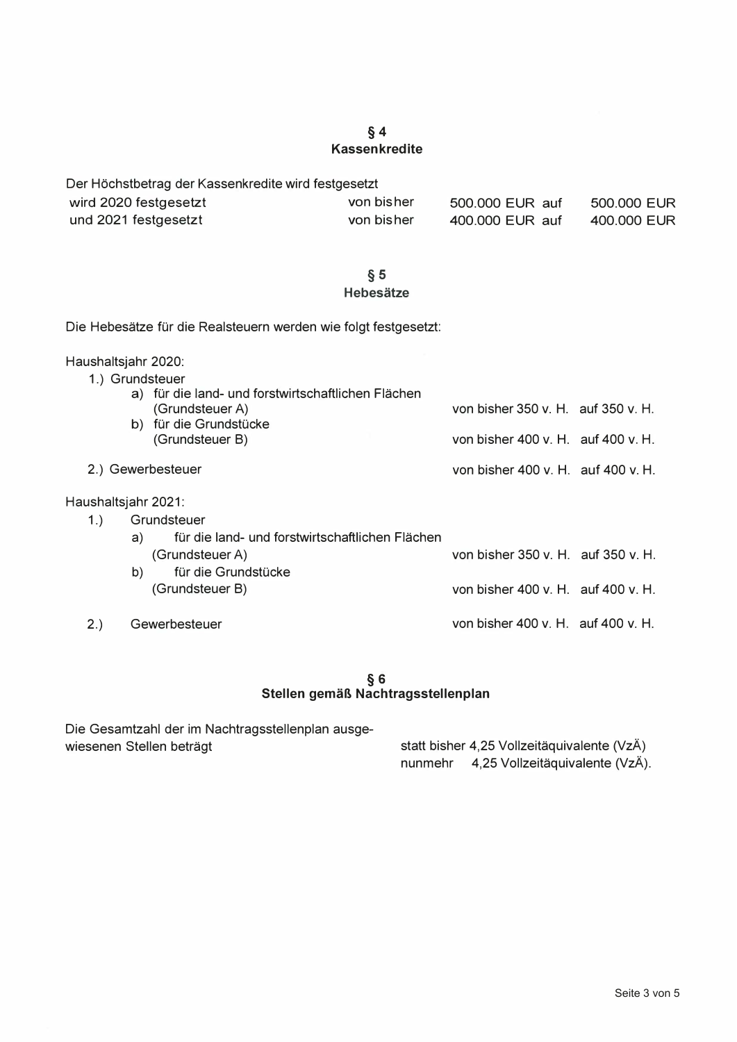## § 4
## Kassenkredite

Der Höchstbetrag der Kassenkredite wird festgesetzt

| | | | |
|---|---|---|---|
| wird 2020 festgesetzt | von bisher | 500.000 EUR auf | 500.000 EUR |
| und 2021 festgesetzt | von bisher | 400.000 EUR auf | 400.000 EUR |

## § 5
## Hebesätze

Die Hebesätze für die Realsteuern werden wie folgt festgesetzt:

Haushaltsjahr 2020:

1.) Grundsteuer
   a) für die land- und forstwirtschaftlichen Flächen (Grundsteuer A) — von bisher 350 v. H. auf 350 v. H.
   b) für die Grundstücke (Grundsteuer B) — von bisher 400 v. H. auf 400 v. H.

2.) Gewerbesteuer — von bisher 400 v. H. auf 400 v. H.

Haushaltsjahr 2021:

1.) Grundsteuer
   a) für die land- und forstwirtschaftlichen Flächen (Grundsteuer A) — von bisher 350 v. H. auf 350 v. H.
   b) für die Grundstücke (Grundsteuer B) — von bisher 400 v. H. auf 400 v. H.

2.) Gewerbesteuer — von bisher 400 v. H. auf 400 v. H.

## § 6
## Stellen gemäß Nachtragsstellenplan

Die Gesamtzahl der im Nachtragsstellenplan ausgewiesenen Stellen beträgt statt bisher 4,25 Vollzeitäquivalente (VzÄ) nunmehr 4,25 Vollzeitäquivalente (VzÄ).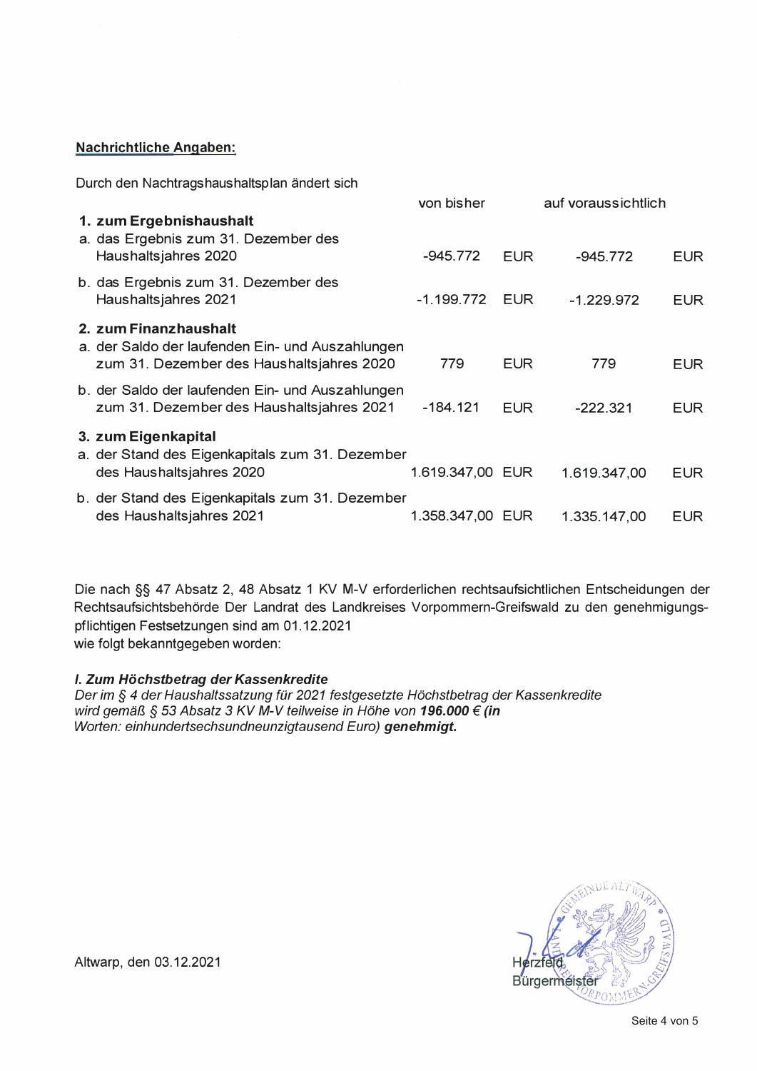**Nachrichtliche Angaben:**

Durch den Nachtragshaushaltsplan ändert sich

| | von bisher | | auf voraussichtlich | |
|---|---|---|---|---|
| **1. zum Ergebnishaushalt** | | | | |
| a. das Ergebnis zum 31. Dezember des Haushaltsjahres 2020 | -945.772 | EUR | -945.772 | EUR |
| b. das Ergebnis zum 31. Dezember des Haushaltsjahres 2021 | -1.199.772 | EUR | -1.229.972 | EUR |
| **2. zum Finanzhaushalt** | | | | |
| a. der Saldo der laufenden Ein- und Auszahlungen zum 31. Dezember des Haushaltsjahres 2020 | 779 | EUR | 779 | EUR |
| b. der Saldo der laufenden Ein- und Auszahlungen zum 31. Dezember des Haushaltsjahres 2021 | -184.121 | EUR | -222.321 | EUR |
| **3. zum Eigenkapital** | | | | |
| a. der Stand des Eigenkapitals zum 31. Dezember des Haushaltsjahres 2020 | 1.619.347,00 | EUR | 1.619.347,00 | EUR |
| b. der Stand des Eigenkapitals zum 31. Dezember des Haushaltsjahres 2021 | 1.358.347,00 | EUR | 1.335.147,00 | EUR |

Die nach §§ 47 Absatz 2, 48 Absatz 1 KV M-V erforderlichen rechtsaufsichtlichen Entscheidungen der Rechtsaufsichtsbehörde Der Landrat des Landkreises Vorpommern-Greifswald zu den genehmigungspflichtigen Festsetzungen sind am 01.12.2021
wie folgt bekanntgegeben worden:

***I. Zum Höchstbetrag der Kassenkredite***
*Der im § 4 der Haushaltssatzung für 2021 festgesetzte Höchstbetrag der Kassenkredite wird gemäß § 53 Absatz 3 KV M-V teilweise in Höhe von **196.000 € (in** Worten: einhundertsechsundneunzigtausend Euro) **genehmigt.***

Altwarp, den 03.12.2021

Herzfeld
Bürgermeister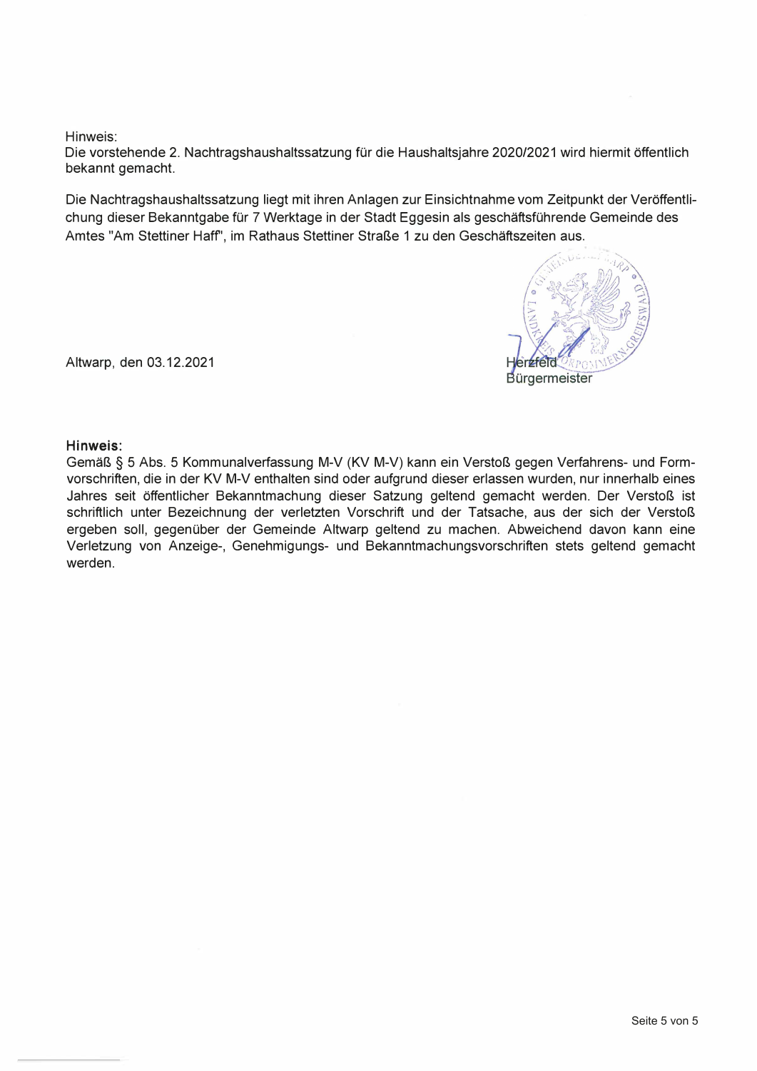Hinweis:
Die vorstehende 2. Nachtragshaushaltssatzung für die Haushaltsjahre 2020/2021 wird hiermit öffentlich bekannt gemacht.

Die Nachtragshaushaltssatzung liegt mit ihren Anlagen zur Einsichtnahme vom Zeitpunkt der Veröffentlichung dieser Bekanntgabe für 7 Werktage in der Stadt Eggesin als geschäftsführende Gemeinde des Amtes "Am Stettiner Haff", im Rathaus Stettiner Straße 1 zu den Geschäftszeiten aus.

Altwarp, den 03.12.2021

Herzfeld
Bürgermeister

**Hinweis:**
Gemäß § 5 Abs. 5 Kommunalverfassung M-V (KV M-V) kann ein Verstoß gegen Verfahrens- und Formvorschriften, die in der KV M-V enthalten sind oder aufgrund dieser erlassen wurden, nur innerhalb eines Jahres seit öffentlicher Bekanntmachung dieser Satzung geltend gemacht werden. Der Verstoß ist schriftlich unter Bezeichnung der verletzten Vorschrift und der Tatsache, aus der sich der Verstoß ergeben soll, gegenüber der Gemeinde Altwarp geltend zu machen. Abweichend davon kann eine Verletzung von Anzeige-, Genehmigungs- und Bekanntmachungsvorschriften stets geltend gemacht werden.